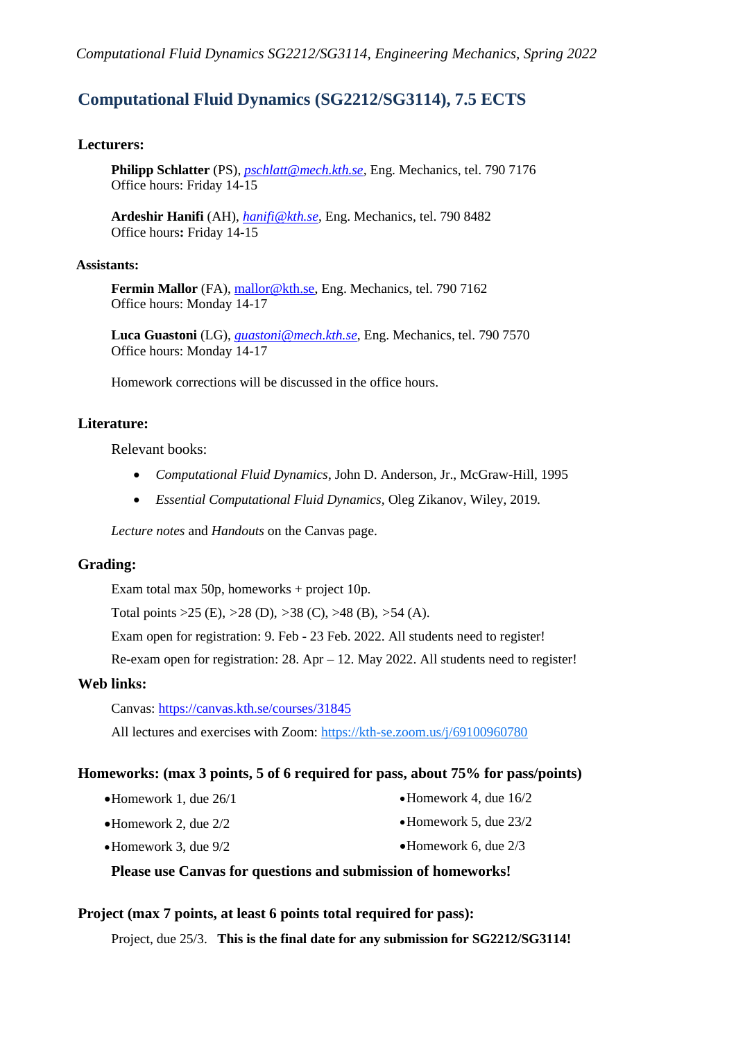# Computational Fluid Dynamics (SG2212/SG3114), 7.5 ECTS

### Lecturers:

**Philipp Schlatter** (PS), *pschlatt@mech.kth.se*, Eng. Mechanics, tel. 790 7176
Office hours: Friday 14-15

**Ardeshir Hanifi** (AH), *hanifi@kth.se*, Eng. Mechanics, tel. 790 8482
Office hours**:** Friday 14-15

### Assistants:

**Fermin Mallor** (FA), mallor@kth.se, Eng. Mechanics, tel. 790 7162
Office hours: Monday 14-17

**Luca Guastoni** (LG), *guastoni@mech.kth.se*, Eng. Mechanics, tel. 790 7570
Office hours: Monday 14-17

Homework corrections will be discussed in the office hours.

### Literature:

Relevant books:

- *Computational Fluid Dynamics*, John D. Anderson, Jr., McGraw-Hill, 1995
- *Essential Computational Fluid Dynamics*, Oleg Zikanov, Wiley, 2019.

*Lecture notes* and *Handouts* on the Canvas page.

### Grading:

Exam total max 50p, homeworks + project 10p.

Total points >25 (E), >28 (D), >38 (C), >48 (B), >54 (A).

Exam open for registration: 9. Feb - 23 Feb. 2022. All students need to register!

Re-exam open for registration: 28. Apr – 12. May 2022. All students need to register!

### Web links:

Canvas: https://canvas.kth.se/courses/31845

All lectures and exercises with Zoom: https://kth-se.zoom.us/j/69100960780

### Homeworks: (max 3 points, 5 of 6 required for pass, about 75% for pass/points)

- Homework 1, due 26/1
- Homework 2, due 2/2
- Homework 3, due 9/2
- Homework 4, due 16/2
- Homework 5, due 23/2
- Homework 6, due 2/3

**Please use Canvas for questions and submission of homeworks!**

### Project (max 7 points, at least 6 points total required for pass):

Project, due 25/3. **This is the final date for any submission for SG2212/SG3114!**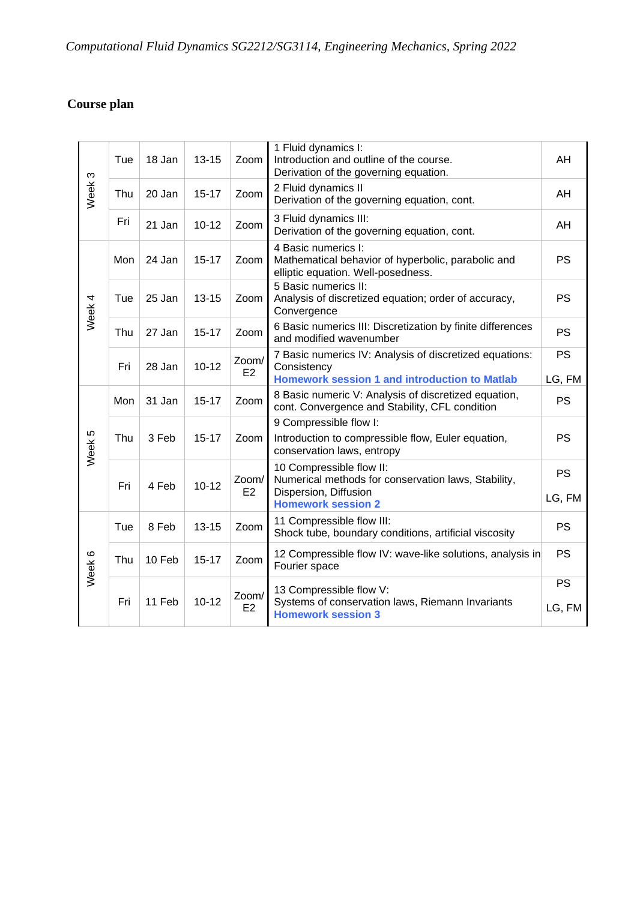*Computational Fluid Dynamics SG2212/SG3114, Engineering Mechanics, Spring 2022*

## Course plan

| Week | Day | Date | Time | Location | Content | Teacher |
|---|---|---|---|---|---|---|
| Week 3 | Tue | 18 Jan | 13-15 | Zoom | 1 Fluid dynamics I: Introduction and outline of the course. Derivation of the governing equation. | AH |
| | Thu | 20 Jan | 15-17 | Zoom | 2 Fluid dynamics II Derivation of the governing equation, cont. | AH |
| | Fri | 21 Jan | 10-12 | Zoom | 3 Fluid dynamics III: Derivation of the governing equation, cont. | AH |
| Week 4 | Mon | 24 Jan | 15-17 | Zoom | 4 Basic numerics I: Mathematical behavior of hyperbolic, parabolic and elliptic equation. Well-posedness. | PS |
| | Tue | 25 Jan | 13-15 | Zoom | 5 Basic numerics II: Analysis of discretized equation; order of accuracy, Convergence | PS |
| | Thu | 27 Jan | 15-17 | Zoom | 6 Basic numerics III: Discretization by finite differences and modified wavenumber | PS |
| | Fri | 28 Jan | 10-12 | Zoom/ E2 | 7 Basic numerics IV: Analysis of discretized equations: Consistency **Homework session 1 and introduction to Matlab** | PS LG, FM |
| Week 5 | Mon | 31 Jan | 15-17 | Zoom | 8 Basic numeric V: Analysis of discretized equation, cont. Convergence and Stability, CFL condition | PS |
| | Thu | 3 Feb | 15-17 | Zoom | 9 Compressible flow I: Introduction to compressible flow, Euler equation, conservation laws, entropy | PS |
| | Fri | 4 Feb | 10-12 | Zoom/ E2 | 10 Compressible flow II: Numerical methods for conservation laws, Stability, Dispersion, Diffusion **Homework session 2** | PS LG, FM |
| Week 6 | Tue | 8 Feb | 13-15 | Zoom | 11 Compressible flow III: Shock tube, boundary conditions, artificial viscosity | PS |
| | Thu | 10 Feb | 15-17 | Zoom | 12 Compressible flow IV: wave-like solutions, analysis in Fourier space | PS |
| | Fri | 11 Feb | 10-12 | Zoom/ E2 | 13 Compressible flow V: Systems of conservation laws, Riemann Invariants **Homework session 3** | PS LG, FM |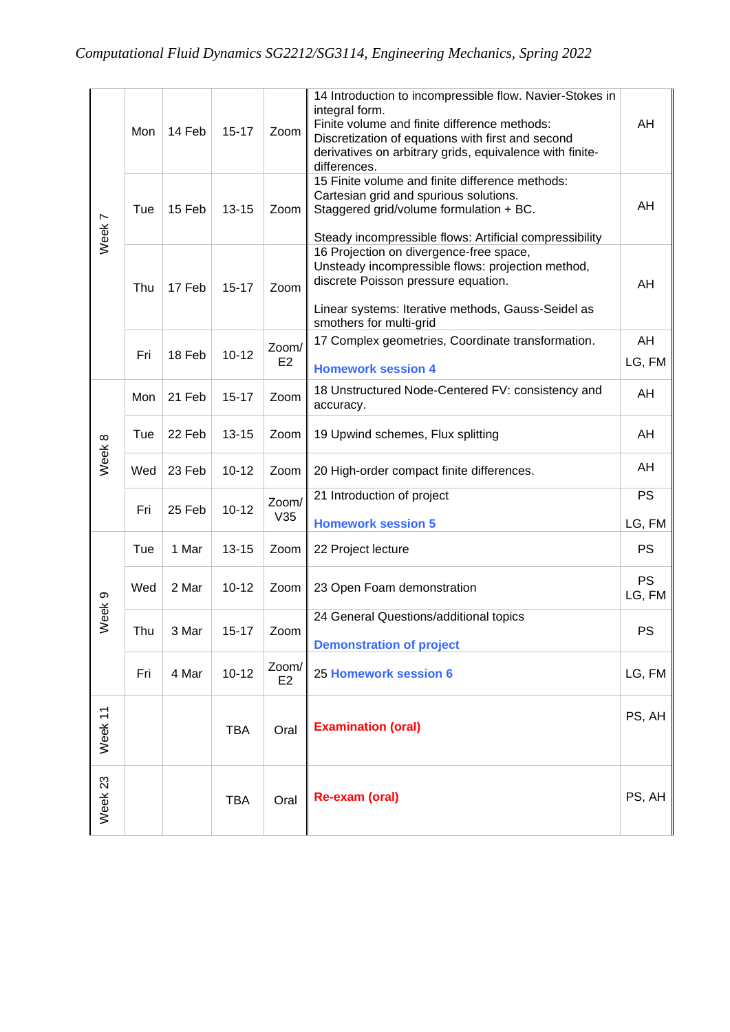*Computational Fluid Dynamics SG2212/SG3114, Engineering Mechanics, Spring 2022*

| | | | | | | |
|---|---|---|---|---|---|---|
| Week 7 | Mon | 14 Feb | 15-17 | Zoom | 14 Introduction to incompressible flow. Navier-Stokes in integral form.<br>Finite volume and finite difference methods: Discretization of equations with first and second derivatives on arbitrary grids, equivalence with finite-differences. | AH |
| | Tue | 15 Feb | 13-15 | Zoom | 15 Finite volume and finite difference methods: Cartesian grid and spurious solutions.<br>Staggered grid/volume formulation + BC.<br><br>Steady incompressible flows: Artificial compressibility | AH |
| | Thu | 17 Feb | 15-17 | Zoom | 16 Projection on divergence-free space,<br>Unsteady incompressible flows: projection method, discrete Poisson pressure equation.<br><br>Linear systems: Iterative methods, Gauss-Seidel as smothers for multi-grid | AH |
| | Fri | 18 Feb | 10-12 | Zoom/ E2 | 17 Complex geometries, Coordinate transformation.<br><br>**Homework session 4** | AH<br>LG, FM |
| Week 8 | Mon | 21 Feb | 15-17 | Zoom | 18 Unstructured Node-Centered FV: consistency and accuracy. | AH |
| | Tue | 22 Feb | 13-15 | Zoom | 19 Upwind schemes, Flux splitting | AH |
| | Wed | 23 Feb | 10-12 | Zoom | 20 High-order compact finite differences. | AH |
| | Fri | 25 Feb | 10-12 | Zoom/ V35 | 21 Introduction of project<br><br>**Homework session 5** | PS<br><br>LG, FM |
| Week 9 | Tue | 1 Mar | 13-15 | Zoom | 22 Project lecture | PS |
| | Wed | 2 Mar | 10-12 | Zoom | 23 Open Foam demonstration | PS<br>LG, FM |
| | Thu | 3 Mar | 15-17 | Zoom | 24 General Questions/additional topics<br><br>**Demonstration of project** | PS |
| | Fri | 4 Mar | 10-12 | Zoom/ E2 | 25 **Homework session 6** | LG, FM |
| Week 11 | | | TBA | Oral | **Examination (oral)** | PS, AH |
| Week 23 | | | TBA | Oral | **Re-exam (oral)** | PS, AH |